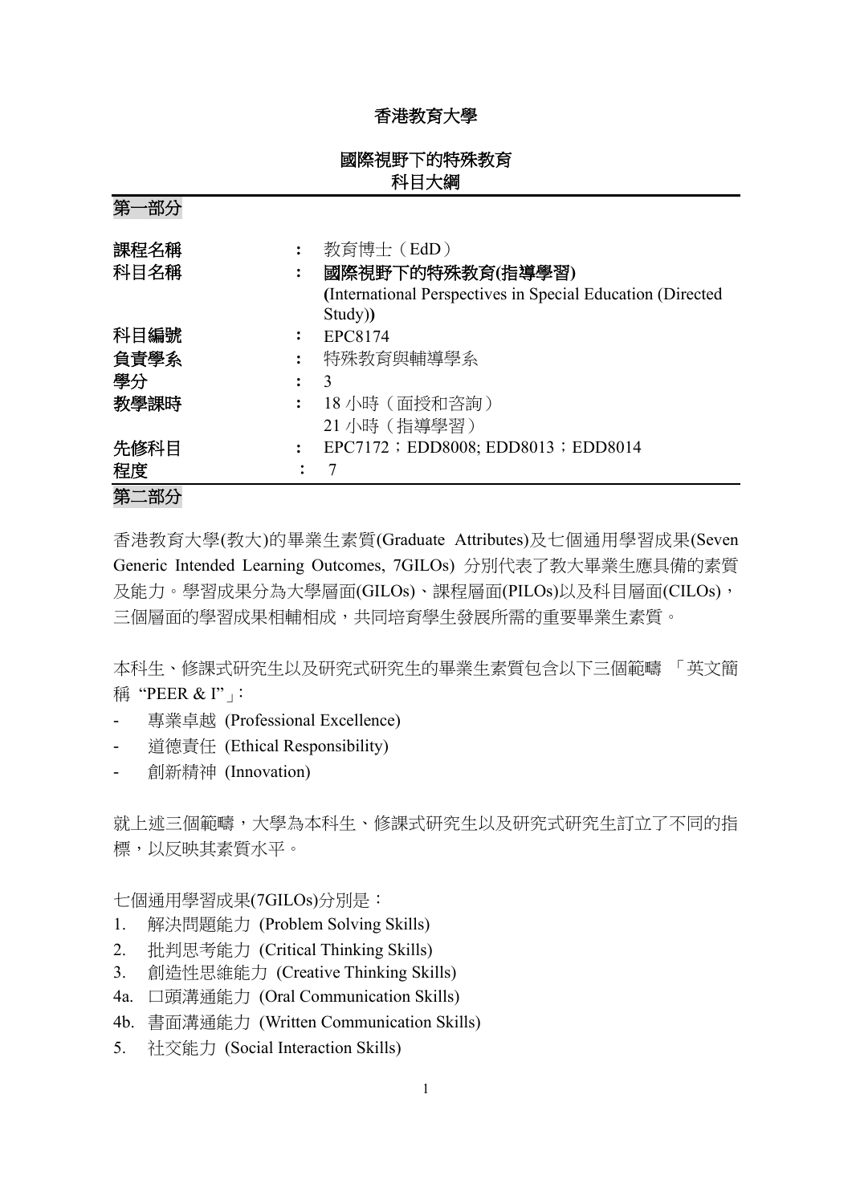# 香港教育大學

## 國際視野下的特殊教育
## 科目大綱

### 第一部分

| | | |
|---|---|---|
| 課程名稱 | : | 教育博士（EdD） |
| 科目名稱 | : | **國際視野下的特殊教育(指導學習)**<br>**(**International Perspectives in Special Education (Directed Study)**)** |
| 科目編號 | : | EPC8174 |
| 負責學系 | : | 特殊教育與輔導學系 |
| 學分 | : | 3 |
| 教學課時 | : | 18 小時（面授和咨詢）<br>21 小時（指導學習） |
| 先修科目 | : | EPC7172；EDD8008; EDD8013；EDD8014 |
| 程度 | : | 7 |

### 第二部分

香港教育大學(教大)的畢業生素質(Graduate Attributes)及七個通用學習成果(Seven Generic Intended Learning Outcomes, 7GILOs) 分別代表了教大畢業生應具備的素質及能力。學習成果分為大學層面(GILOs)、課程層面(PILOs)以及科目層面(CILOs)，三個層面的學習成果相輔相成，共同培育學生發展所需的重要畢業生素質。

本科生、修課式研究生以及研究式研究生的畢業生素質包含以下三個範疇 「英文簡稱 “PEER & I”」:

- 專業卓越 (Professional Excellence)
- 道德責任 (Ethical Responsibility)
- 創新精神 (Innovation)

就上述三個範疇，大學為本科生、修課式研究生以及研究式研究生訂立了不同的指標，以反映其素質水平。

七個通用學習成果(7GILOs)分別是：

1. 解決問題能力 (Problem Solving Skills)
2. 批判思考能力 (Critical Thinking Skills)
3. 創造性思維能力 (Creative Thinking Skills)

4a. 口頭溝通能力 (Oral Communication Skills)

4b. 書面溝通能力 (Written Communication Skills)

5. 社交能力 (Social Interaction Skills)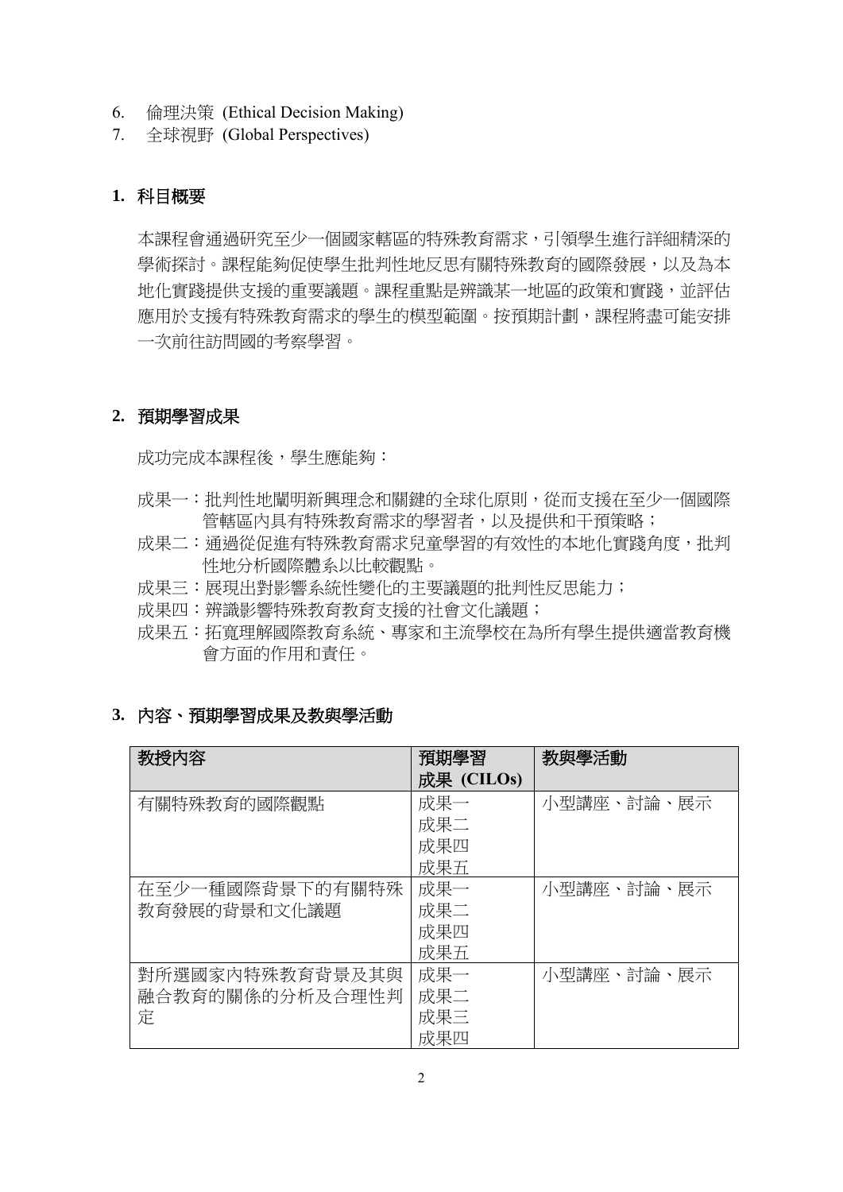6. 倫理決策 (Ethical Decision Making)
7. 全球視野 (Global Perspectives)

## 1. 科目概要

本課程會通過研究至少一個國家轄區的特殊教育需求，引領學生進行詳細精深的學術探討。課程能夠促使學生批判性地反思有關特殊教育的國際發展，以及為本地化實踐提供支援的重要議題。課程重點是辨識某一地區的政策和實踐，並評估應用於支援有特殊教育需求的學生的模型範圍。按預期計劃，課程將盡可能安排一次前往訪問國的考察學習。

## 2. 預期學習成果

成功完成本課程後，學生應能夠：

成果一：批判性地闡明新興理念和關鍵的全球化原則，從而支援在至少一個國際管轄區內具有特殊教育需求的學習者，以及提供和干預策略；
成果二：通過從促進有特殊教育需求兒童學習的有效性的本地化實踐角度，批判性地分析國際體系以比較觀點。
成果三：展現出對影響系統性變化的主要議題的批判性反思能力；
成果四：辨識影響特殊教育教育支援的社會文化議題；
成果五：拓寬理解國際教育系統、專家和主流學校在為所有學生提供適當教育機會方面的作用和責任。

## 3. 內容、預期學習成果及教與學活動

| 教授內容 | 預期學習成果 (CILOs) | 教與學活動 |
|---|---|---|
| 有關特殊教育的國際觀點 | 成果一<br>成果二<br>成果四<br>成果五 | 小型講座、討論、展示 |
| 在至少一種國際背景下的有關特殊教育發展的背景和文化議題 | 成果一<br>成果二<br>成果四<br>成果五 | 小型講座、討論、展示 |
| 對所選國家內特殊教育背景及其與融合教育的關係的分析及合理性判定 | 成果一<br>成果二<br>成果三<br>成果四 | 小型講座、討論、展示 |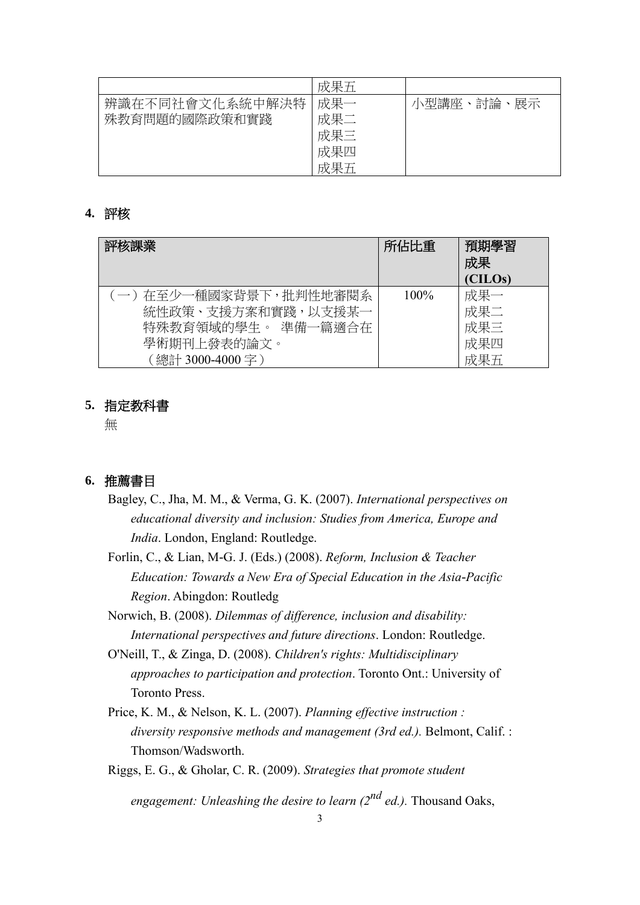| | | |
|---|---|---|
| | 成果五 | |
| 辨識在不同社會文化系統中解決特殊教育問題的國際政策和實踐 | 成果一<br>成果二<br>成果三<br>成果四<br>成果五 | 小型講座、討論、展示 |

## 4. 評核

| 評核課業 | 所佔比重 | 預期學習成果 (CILOs) |
|---|---|---|
| （一）在至少一種國家背景下，批判性地審閱系統性政策、支援方案和實踐，以支援某一特殊教育領域的學生。 準備一篇適合在學術期刊上發表的論文。（總計 3000-4000 字） | 100% | 成果一<br>成果二<br>成果三<br>成果四<br>成果五 |

## 5. 指定教科書

無

## 6. 推薦書目

Bagley, C., Jha, M. M., & Verma, G. K. (2007). *International perspectives on educational diversity and inclusion: Studies from America, Europe and India*. London, England: Routledge.

Forlin, C., & Lian, M-G. J. (Eds.) (2008). *Reform, Inclusion & Teacher Education: Towards a New Era of Special Education in the Asia-Pacific Region*. Abingdon: Routledg

Norwich, B. (2008). *Dilemmas of difference, inclusion and disability: International perspectives and future directions*. London: Routledge.

O'Neill, T., & Zinga, D. (2008). *Children's rights: Multidisciplinary approaches to participation and protection*. Toronto Ont.: University of Toronto Press.

Price, K. M., & Nelson, K. L. (2007). *Planning effective instruction : diversity responsive methods and management (3rd ed.).* Belmont, Calif. : Thomson/Wadsworth.

Riggs, E. G., & Gholar, C. R. (2009). *Strategies that promote student engagement: Unleashing the desire to learn (2nd ed.).* Thousand Oaks,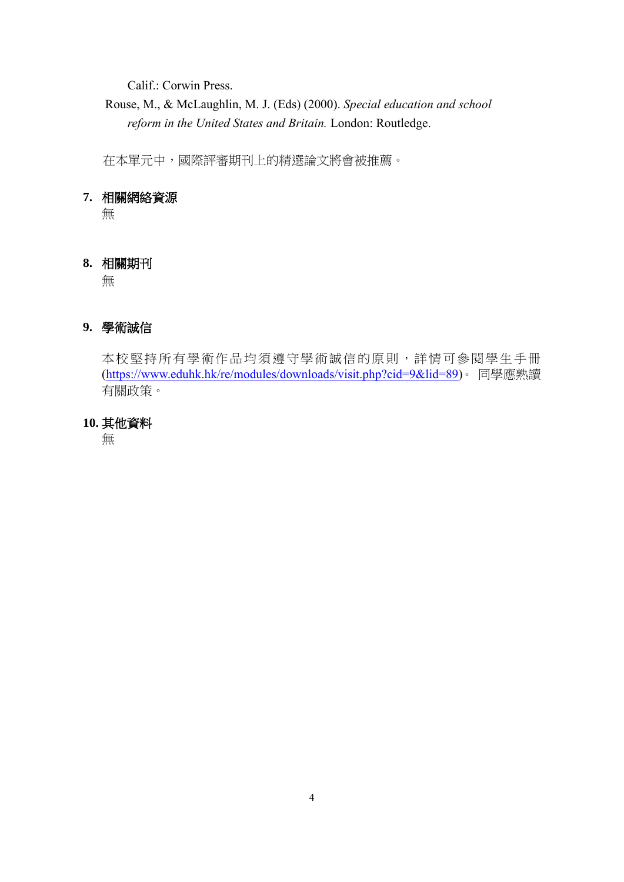Calif.: Corwin Press.

Rouse, M., & McLaughlin, M. J. (Eds) (2000). *Special education and school reform in the United States and Britain.* London: Routledge.

在本單元中，國際評審期刊上的精選論文將會被推薦。

## 7. 相關網絡資源

無

## 8. 相關期刊

無

## 9. 學術誠信

本校堅持所有學術作品均須遵守學術誠信的原則，詳情可參閱學生手冊 (https://www.eduhk.hk/re/modules/downloads/visit.php?cid=9&lid=89)。 同學應熟讀有關政策。

## 10. 其他資料

無